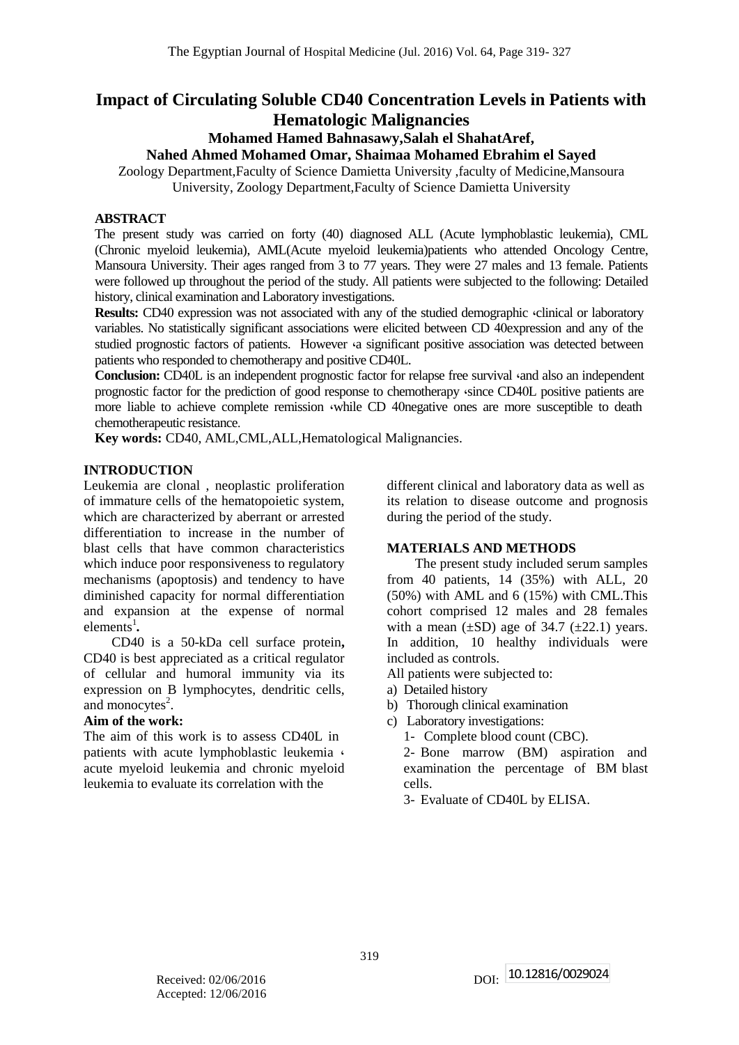# Impact of Circulating Soluble CD40 Concentration Levels in Patients with Hematologic Malignancies

**Mohamed Hamed Bahnasawy,Salah el ShahatAref,**
**Nahed Ahmed Mohamed Omar, Shaimaa Mohamed Ebrahim el Sayed**

Zoology Department,Faculty of Science Damietta University ,faculty of Medicine,Mansoura University, Zoology Department,Faculty of Science Damietta University

## ABSTRACT

The present study was carried on forty (40) diagnosed ALL (Acute lymphoblastic leukemia), CML (Chronic myeloid leukemia), AML(Acute myeloid leukemia)patients who attended Oncology Centre, Mansoura University. Their ages ranged from 3 to 77 years. They were 27 males and 13 female. Patients were followed up throughout the period of the study. All patients were subjected to the following: Detailed history, clinical examination and Laboratory investigations.

**Results:** CD40 expression was not associated with any of the studied demographic ،clinical or laboratory variables. No statistically significant associations were elicited between CD 40expression and any of the studied prognostic factors of patients. However ،a significant positive association was detected between patients who responded to chemotherapy and positive CD40L.

**Conclusion:** CD40L is an independent prognostic factor for relapse free survival ،and also an independent prognostic factor for the prediction of good response to chemotherapy ،since CD40L positive patients are more liable to achieve complete remission ،while CD 40negative ones are more susceptible to death chemotherapeutic resistance.

**Key words:** CD40, AML,CML,ALL,Hematological Malignancies.

## INTRODUCTION

Leukemia are clonal , neoplastic proliferation of immature cells of the hematopoietic system, which are characterized by aberrant or arrested differentiation to increase in the number of blast cells that have common characteristics which induce poor responsiveness to regulatory mechanisms (apoptosis) and tendency to have diminished capacity for normal differentiation and expansion at the expense of normal elements[1].

CD40 is a 50-kDa cell surface protein, CD40 is best appreciated as a critical regulator of cellular and humoral immunity via its expression on B lymphocytes, dendritic cells, and monocytes[2].

### Aim of the work:

The aim of this work is to assess CD40L in patients with acute lymphoblastic leukemia ، acute myeloid leukemia and chronic myeloid leukemia to evaluate its correlation with the different clinical and laboratory data as well as its relation to disease outcome and prognosis during the period of the study.

## MATERIALS AND METHODS

The present study included serum samples from 40 patients, 14 (35%) with ALL, 20 (50%) with AML and 6 (15%) with CML.This cohort comprised 12 males and 28 females with a mean (±SD) age of 34.7 (±22.1) years. In addition, 10 healthy individuals were included as controls.

All patients were subjected to:

a) Detailed history
b) Thorough clinical examination
c) Laboratory investigations:
   1- Complete blood count (CBC).
   2- Bone marrow (BM) aspiration and examination the percentage of BM blast cells.
   3- Evaluate of CD40L by ELISA.

Received: 02/06/2016
Accepted: 12/06/2016

DOI: 10.12816/0029024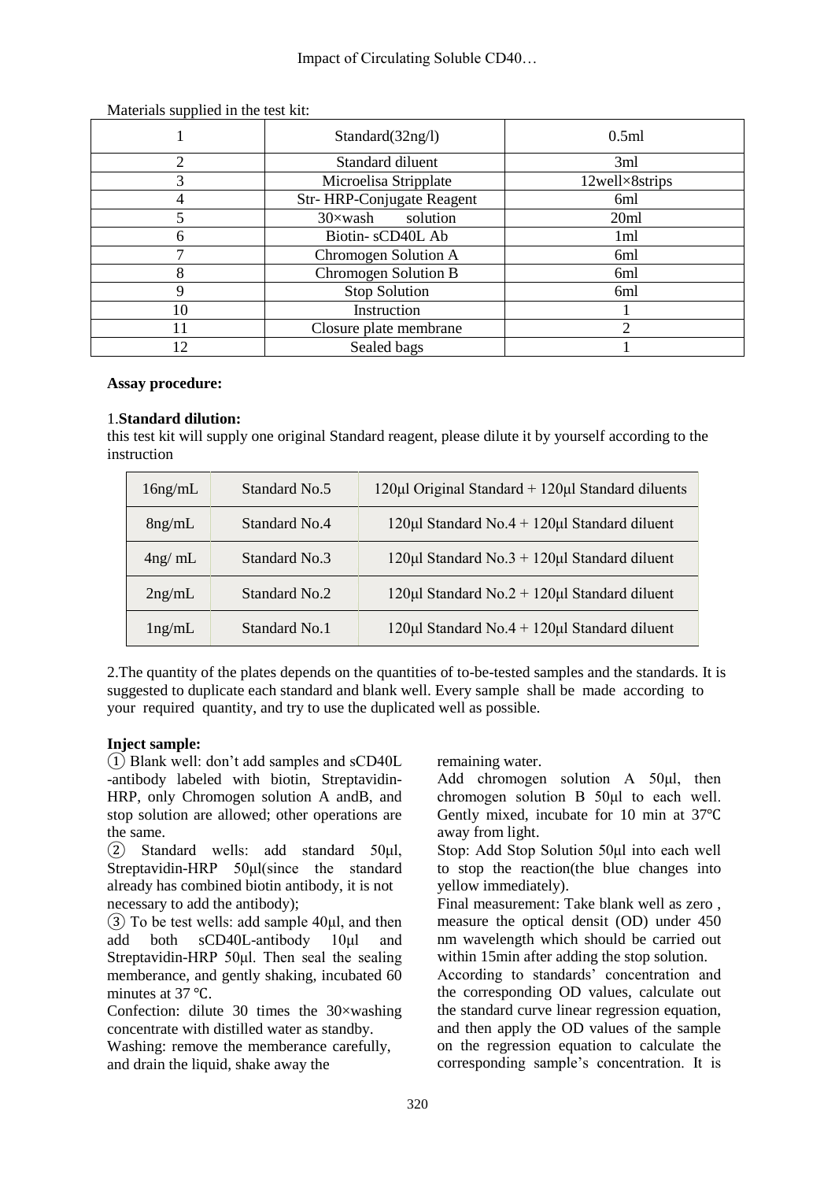Materials supplied in the test kit:

| | | |
|---|---|---|
| 1 | Standard(32ng/l) | 0.5ml |
| 2 | Standard diluent | 3ml |
| 3 | Microelisa Stripplate | 12well×8strips |
| 4 | Str- HRP-Conjugate Reagent | 6ml |
| 5 | 30×wash solution | 20ml |
| 6 | Biotin- sCD40L Ab | 1ml |
| 7 | Chromogen Solution A | 6ml |
| 8 | Chromogen Solution B | 6ml |
| 9 | Stop Solution | 6ml |
| 10 | Instruction | 1 |
| 11 | Closure plate membrane | 2 |
| 12 | Sealed bags | 1 |

**Assay procedure:**

1.**Standard dilution:**

this test kit will supply one original Standard reagent, please dilute it by yourself according to the instruction

| | | |
|---|---|---|
| 16ng/mL | Standard No.5 | 120μl Original Standard + 120μl Standard diluents |
| 8ng/mL | Standard No.4 | 120μl Standard No.4 + 120μl Standard diluent |
| 4ng/ mL | Standard No.3 | 120μl Standard No.3 + 120μl Standard diluent |
| 2ng/mL | Standard No.2 | 120μl Standard No.2 + 120μl Standard diluent |
| 1ng/mL | Standard No.1 | 120μl Standard No.4 + 120μl Standard diluent |

2.The quantity of the plates depends on the quantities of to-be-tested samples and the standards. It is suggested to duplicate each standard and blank well. Every sample shall be made according to your required quantity, and try to use the duplicated well as possible.

**Inject sample:**

① Blank well: don't add samples and sCD40L -antibody labeled with biotin, Streptavidin-HRP, only Chromogen solution A andB, and stop solution are allowed; other operations are the same.

② Standard wells: add standard 50μl, Streptavidin-HRP 50μl(since the standard already has combined biotin antibody, it is not necessary to add the antibody);

③ To be test wells: add sample 40μl, and then add both sCD40L-antibody 10μl and Streptavidin-HRP 50μl. Then seal the sealing memberance, and gently shaking, incubated 60 minutes at 37 ℃.

Confection: dilute 30 times the 30×washing concentrate with distilled water as standby.

Washing: remove the memberance carefully, and drain the liquid, shake away the remaining water.

Add chromogen solution A 50μl, then chromogen solution B 50μl to each well. Gently mixed, incubate for 10 min at 37℃ away from light.

Stop: Add Stop Solution 50μl into each well to stop the reaction(the blue changes into yellow immediately).

Final measurement: Take blank well as zero , measure the optical densit (OD) under 450 nm wavelength which should be carried out within 15min after adding the stop solution.

According to standards' concentration and the corresponding OD values, calculate out the standard curve linear regression equation, and then apply the OD values of the sample on the regression equation to calculate the corresponding sample's concentration. It is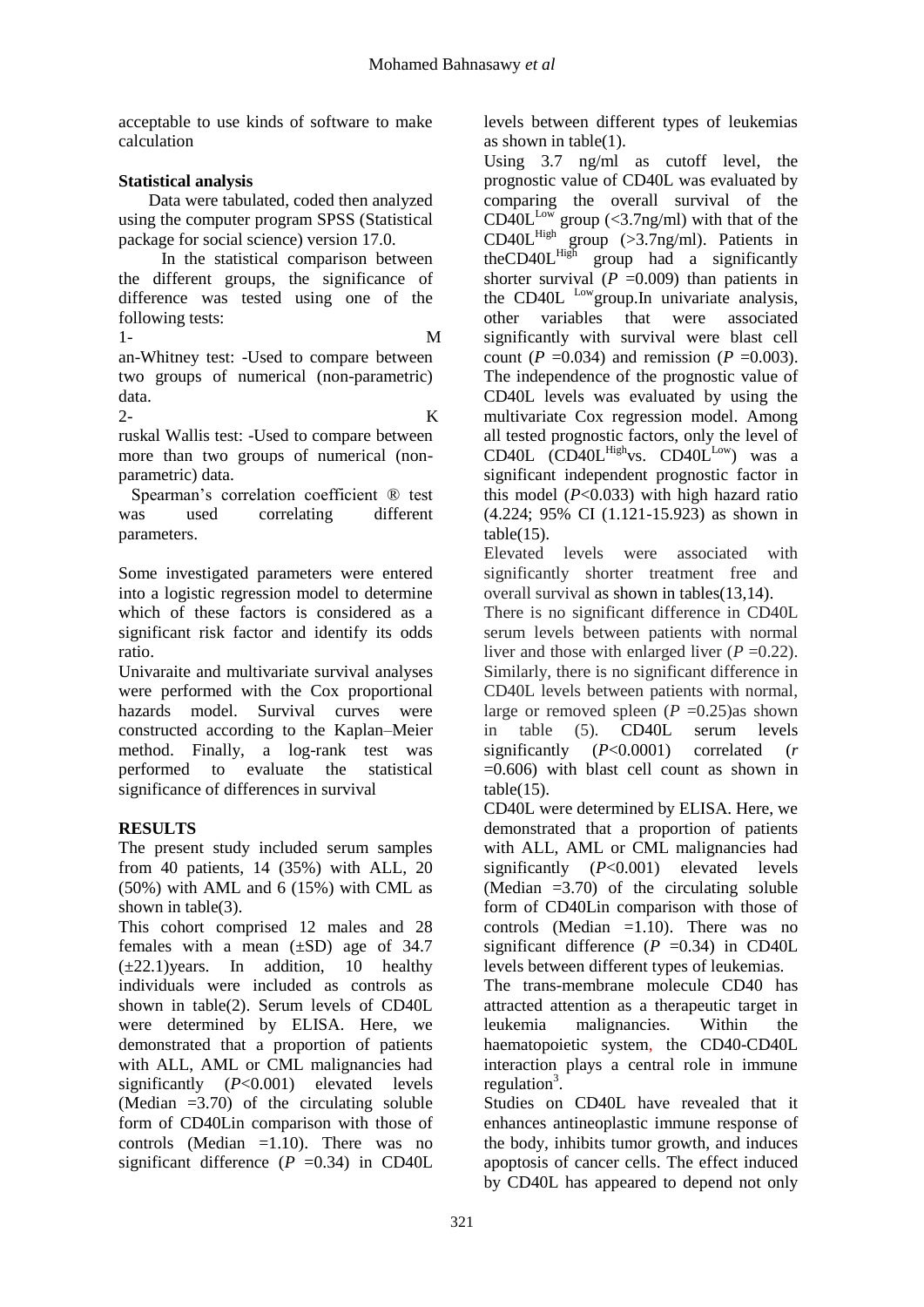acceptable to use kinds of software to make calculation

**Statistical analysis**

Data were tabulated, coded then analyzed using the computer program SPSS (Statistical package for social science) version 17.0.

In the statistical comparison between the different groups, the significance of difference was tested using one of the following tests:

1- Man-Whitney test: -Used to compare between two groups of numerical (non-parametric) data.

2- Kruskal Wallis test: -Used to compare between more than two groups of numerical (non-parametric) data.

Spearman's correlation coefficient ® test was used correlating different parameters.

Some investigated parameters were entered into a logistic regression model to determine which of these factors is considered as a significant risk factor and identify its odds ratio.

Univaraite and multivariate survival analyses were performed with the Cox proportional hazards model. Survival curves were constructed according to the Kaplan–Meier method. Finally, a log-rank test was performed to evaluate the statistical significance of differences in survival

**RESULTS**

The present study included serum samples from 40 patients, 14 (35%) with ALL, 20 (50%) with AML and 6 (15%) with CML as shown in table(3).

This cohort comprised 12 males and 28 females with a mean (±SD) age of 34.7 (±22.1)years. In addition, 10 healthy individuals were included as controls as shown in table(2). Serum levels of CD40L were determined by ELISA. Here, we demonstrated that a proportion of patients with ALL, AML or CML malignancies had significantly ($P$<0.001) elevated levels (Median =3.70) of the circulating soluble form of CD40Lin comparison with those of controls (Median =1.10). There was no significant difference ($P$ =0.34) in CD40L levels between different types of leukemias as shown in table(1).

Using 3.7 ng/ml as cutoff level, the prognostic value of CD40L was evaluated by comparing the overall survival of the $CD40L^{Low}$ group (<3.7ng/ml) with that of the $CD40L^{High}$ group (>3.7ng/ml). Patients in the$CD40L^{High}$ group had a significantly shorter survival ($P$ =0.009) than patients in the CD40L $^{Low}$group.In univariate analysis, other variables that were associated significantly with survival were blast cell count ($P$ =0.034) and remission ($P$ =0.003). The independence of the prognostic value of CD40L levels was evaluated by using the multivariate Cox regression model. Among all tested prognostic factors, only the level of CD40L ($CD40L^{High}$vs. $CD40L^{Low}$) was a significant independent prognostic factor in this model ($P$<0.033) with high hazard ratio (4.224; 95% CI (1.121-15.923) as shown in table(15).

Elevated levels were associated with significantly shorter treatment free and overall survival as shown in tables(13,14).

There is no significant difference in CD40L serum levels between patients with normal liver and those with enlarged liver ($P$ =0.22). Similarly, there is no significant difference in CD40L levels between patients with normal, large or removed spleen ($P$ =0.25)as shown in table (5). CD40L serum levels significantly ($P$<0.0001) correlated ($r$ =0.606) with blast cell count as shown in table(15).

CD40L were determined by ELISA. Here, we demonstrated that a proportion of patients with ALL, AML or CML malignancies had significantly ($P$<0.001) elevated levels (Median =3.70) of the circulating soluble form of CD40Lin comparison with those of controls (Median =1.10). There was no significant difference ($P$ =0.34) in CD40L levels between different types of leukemias.

The trans-membrane molecule CD40 has attracted attention as a therapeutic target in leukemia malignancies. Within the haematopoietic system, the CD40-CD40L interaction plays a central role in immune regulation[3].

Studies on CD40L have revealed that it enhances antineoplastic immune response of the body, inhibits tumor growth, and induces apoptosis of cancer cells. The effect induced by CD40L has appeared to depend not only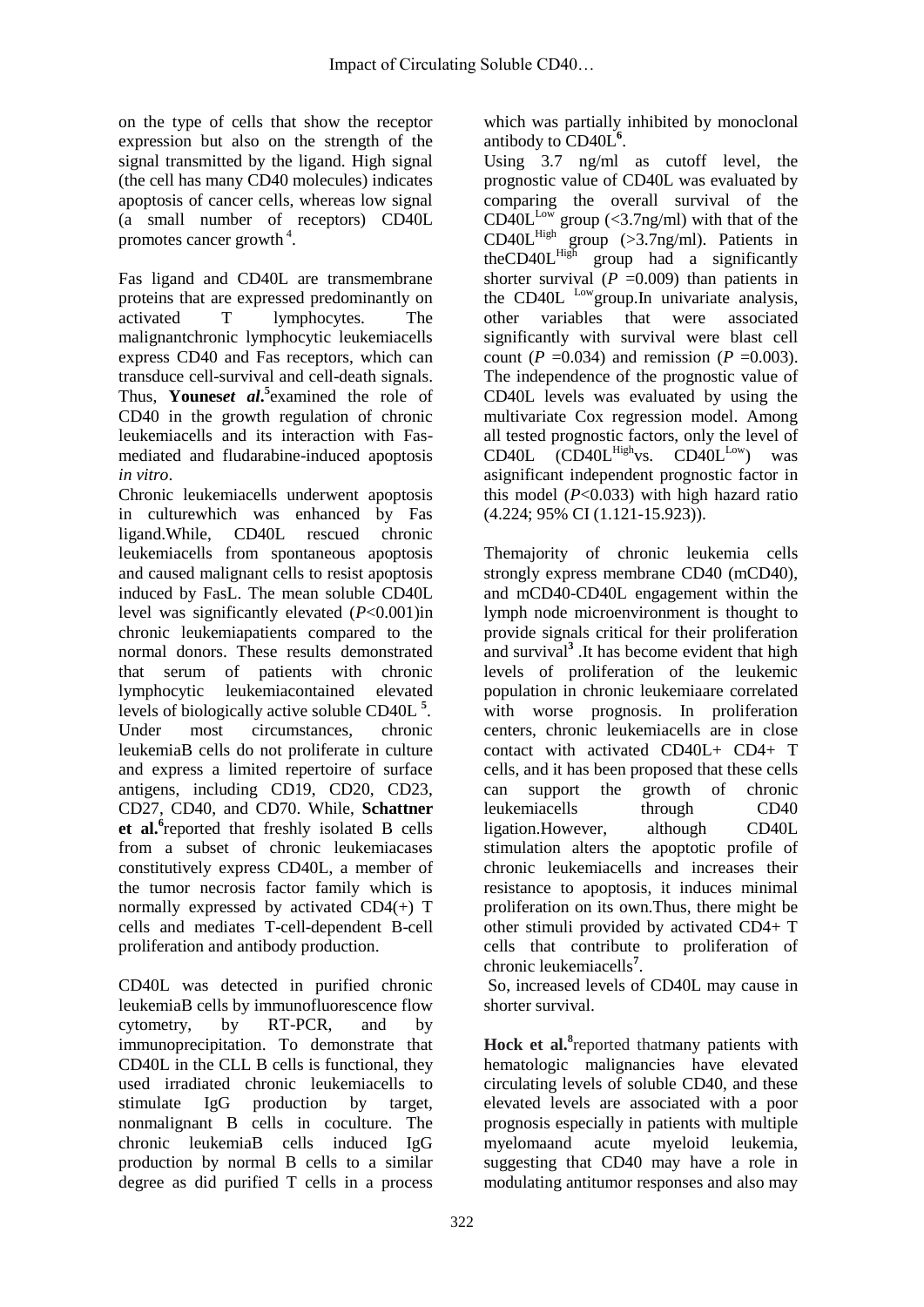on the type of cells that show the receptor expression but also on the strength of the signal transmitted by the ligand. High signal (the cell has many CD40 molecules) indicates apoptosis of cancer cells, whereas low signal (a small number of receptors) CD40L promotes cancer growth [4].

Fas ligand and CD40L are transmembrane proteins that are expressed predominantly on activated T lymphocytes. The malignantchronic lymphocytic leukemiacells express CD40 and Fas receptors, which can transduce cell-survival and cell-death signals. Thus, ***Younes*et al.**[5]examined the role of CD40 in the growth regulation of chronic leukemiacells and its interaction with Fas-mediated and fludarabine-induced apoptosis *in vitro*.

Chronic leukemiacells underwent apoptosis in culturewhich was enhanced by Fas ligand.While, CD40L rescued chronic leukemiacells from spontaneous apoptosis and caused malignant cells to resist apoptosis induced by FasL. The mean soluble CD40L level was significantly elevated ($P$<0.001)in chronic leukemiapatients compared to the normal donors. These results demonstrated that serum of patients with chronic lymphocytic leukemiacontained elevated levels of biologically active soluble CD40L [5].

Under most circumstances, chronic leukemiaB cells do not proliferate in culture and express a limited repertoire of surface antigens, including CD19, CD20, CD23, CD27, CD40, and CD70. While, **Schattner et al.**[6]reported that freshly isolated B cells from a subset of chronic leukemiacases constitutively express CD40L, a member of the tumor necrosis factor family which is normally expressed by activated CD4(+) T cells and mediates T-cell-dependent B-cell proliferation and antibody production.

CD40L was detected in purified chronic leukemiaB cells by immunofluorescence flow cytometry, by RT-PCR, and by immunoprecipitation. To demonstrate that CD40L in the CLL B cells is functional, they used irradiated chronic leukemiacells to stimulate IgG production by target, nonmalignant B cells in coculture. The chronic leukemiaB cells induced IgG production by normal B cells to a similar degree as did purified T cells in a process which was partially inhibited by monoclonal antibody to CD40L[6].

Using 3.7 ng/ml as cutoff level, the prognostic value of CD40L was evaluated by comparing the overall survival of the $CD40L^{Low}$ group (<3.7ng/ml) with that of the $CD40L^{High}$ group (>3.7ng/ml). Patients in the$CD40L^{High}$ group had a significantly shorter survival ($P$ =0.009) than patients in the CD40L $^{Low}$group.In univariate analysis, other variables that were associated significantly with survival were blast cell count ($P$ =0.034) and remission ($P$ =0.003). The independence of the prognostic value of CD40L levels was evaluated by using the multivariate Cox regression model. Among all tested prognostic factors, only the level of CD40L ($CD40L^{High}$vs. $CD40L^{Low}$) was asignificant independent prognostic factor in this model ($P$<0.033) with high hazard ratio (4.224; 95% CI (1.121-15.923)).

Themajority of chronic leukemia cells strongly express membrane CD40 (mCD40), and mCD40-CD40L engagement within the lymph node microenvironment is thought to provide signals critical for their proliferation and survival[3] .It has become evident that high levels of proliferation of the leukemic population in chronic leukemiaare correlated with worse prognosis. In proliferation centers, chronic leukemiacells are in close contact with activated CD40L+ CD4+ T cells, and it has been proposed that these cells can support the growth of chronic leukemiacells through CD40 ligation.However, although CD40L stimulation alters the apoptotic profile of chronic leukemiacells and increases their resistance to apoptosis, it induces minimal proliferation on its own.Thus, there might be other stimuli provided by activated CD4+ T cells that contribute to proliferation of chronic leukemiacells[7].

So, increased levels of CD40L may cause in shorter survival.

**Hock et al.**[8]reported thatmany patients with hematologic malignancies have elevated circulating levels of soluble CD40, and these elevated levels are associated with a poor prognosis especially in patients with multiple myelomaand acute myeloid leukemia, suggesting that CD40 may have a role in modulating antitumor responses and also may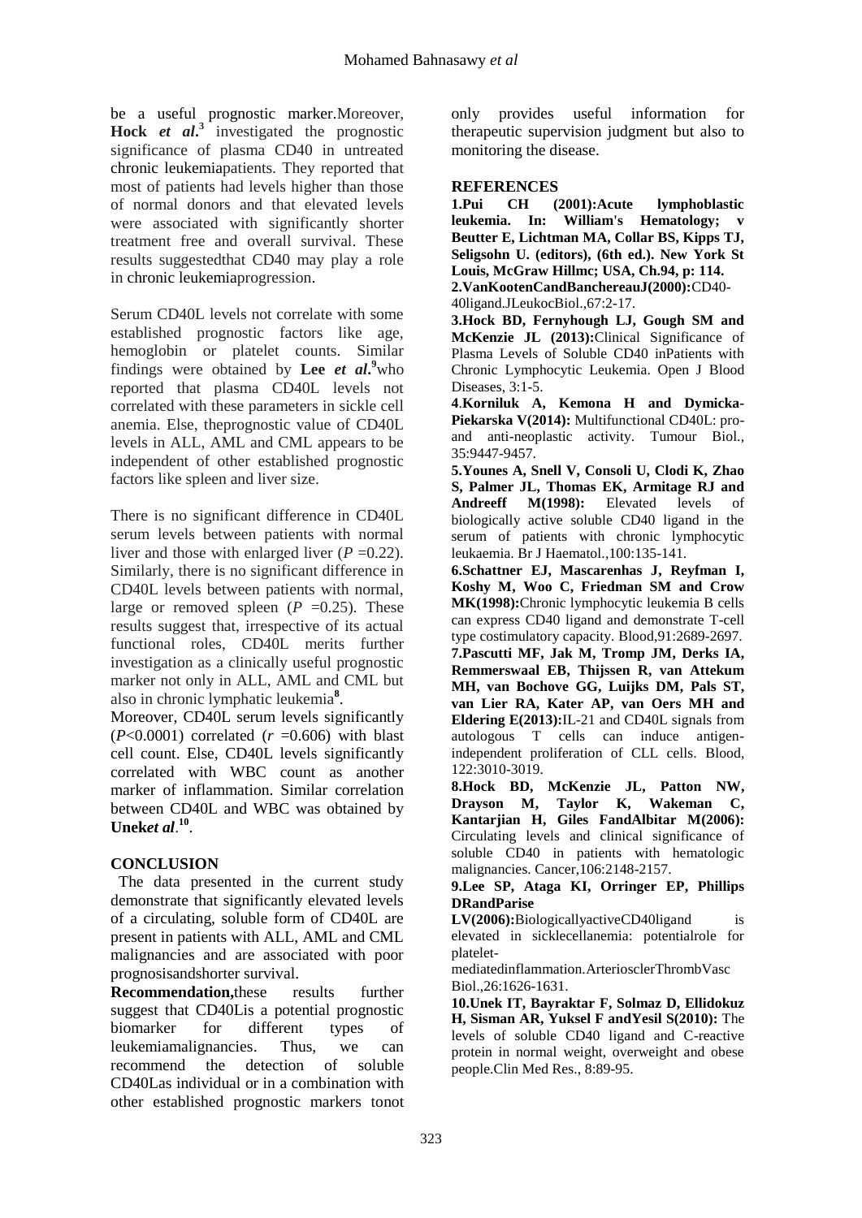be a useful prognostic marker.Moreover, **Hock *et al*.**[3] investigated the prognostic significance of plasma CD40 in untreated chronic leukemiapatients. They reported that most of patients had levels higher than those of normal donors and that elevated levels were associated with significantly shorter treatment free and overall survival. These results suggestedthat CD40 may play a role in chronic leukemiaprogression.

Serum CD40L levels not correlate with some established prognostic factors like age, hemoglobin or platelet counts. Similar findings were obtained by **Lee *et al*.**[9]who reported that plasma CD40L levels not correlated with these parameters in sickle cell anemia. Else, theprognostic value of CD40L levels in ALL, AML and CML appears to be independent of other established prognostic factors like spleen and liver size.

There is no significant difference in CD40L serum levels between patients with normal liver and those with enlarged liver ($P$ =0.22). Similarly, there is no significant difference in CD40L levels between patients with normal, large or removed spleen ($P$ =0.25). These results suggest that, irrespective of its actual functional roles, CD40L merits further investigation as a clinically useful prognostic marker not only in ALL, AML and CML but also in chronic lymphatic leukemia[8].

Moreover, CD40L serum levels significantly ($P$<0.0001) correlated ($r$ =0.606) with blast cell count. Else, CD40L levels significantly correlated with WBC count as another marker of inflammation. Similar correlation between CD40L and WBC was obtained by **Unek*et al*.**[10].

## CONCLUSION

The data presented in the current study demonstrate that significantly elevated levels of a circulating, soluble form of CD40L are present in patients with ALL, AML and CML malignancies and are associated with poor prognosisandshorter survival.

**Recommendation,**these results further suggest that CD40Lis a potential prognostic biomarker for different types of leukemiamalignancies. Thus, we can recommend the detection of soluble CD40Las individual or in a combination with other established prognostic markers tonot only provides useful information for therapeutic supervision judgment but also to monitoring the disease.

## REFERENCES

**1.Pui CH (2001):Acute lymphoblastic leukemia. In: William's Hematology; v Beutter E, Lichtman MA, Collar BS, Kipps TJ, Seligsohn U. (editors), (6th ed.). New York St Louis, McGraw Hillmc; USA, Ch.94, p: 114.**

**2.VanKootenCandBanchereauJ(2000):**CD40-40ligand.JLeukocBiol.,67:2-17.

**3.Hock BD, Fernyhough LJ, Gough SM and McKenzie JL (2013):**Clinical Significance of Plasma Levels of Soluble CD40 inPatients with Chronic Lymphocytic Leukemia. Open J Blood Diseases, 3:1-5.

**4.Korniluk A, Kemona H and Dymicka-Piekarska V(2014):** Multifunctional CD40L: pro-and anti-neoplastic activity. Tumour Biol., 35:9447-9457.

**5.Younes A, Snell V, Consoli U, Clodi K, Zhao S, Palmer JL, Thomas EK, Armitage RJ and Andreeff M(1998):** Elevated levels of biologically active soluble CD40 ligand in the serum of patients with chronic lymphocytic leukaemia. Br J Haematol.,100:135-141.

**6.Schattner EJ, Mascarenhas J, Reyfman I, Koshy M, Woo C, Friedman SM and Crow MK(1998):**Chronic lymphocytic leukemia B cells can express CD40 ligand and demonstrate T-cell type costimulatory capacity. Blood,91:2689-2697.

**7.Pascutti MF, Jak M, Tromp JM, Derks IA, Remmerswaal EB, Thijssen R, van Attekum MH, van Bochove GG, Luijks DM, Pals ST, van Lier RA, Kater AP, van Oers MH and Eldering E(2013):**IL-21 and CD40L signals from autologous T cells can induce antigen-independent proliferation of CLL cells. Blood, 122:3010-3019.

**8.Hock BD, McKenzie JL, Patton NW, Drayson M, Taylor K, Wakeman C, Kantarjian H, Giles FandAlbitar M(2006):** Circulating levels and clinical significance of soluble CD40 in patients with hematologic malignancies. Cancer,106:2148-2157.

**9.Lee SP, Ataga KI, Orringer EP, Phillips DRandParise LV(2006):**BiologicallyactiveCD40ligand is elevated in sicklecellanemia: potentialrole for platelet-mediatedinflammation.ArteriosclerThrombVasc Biol.,26:1626-1631.

**10.Unek IT, Bayraktar F, Solmaz D, Ellidokuz H, Sisman AR, Yuksel F andYesil S(2010):** The levels of soluble CD40 ligand and C-reactive protein in normal weight, overweight and obese people.Clin Med Res., 8:89-95.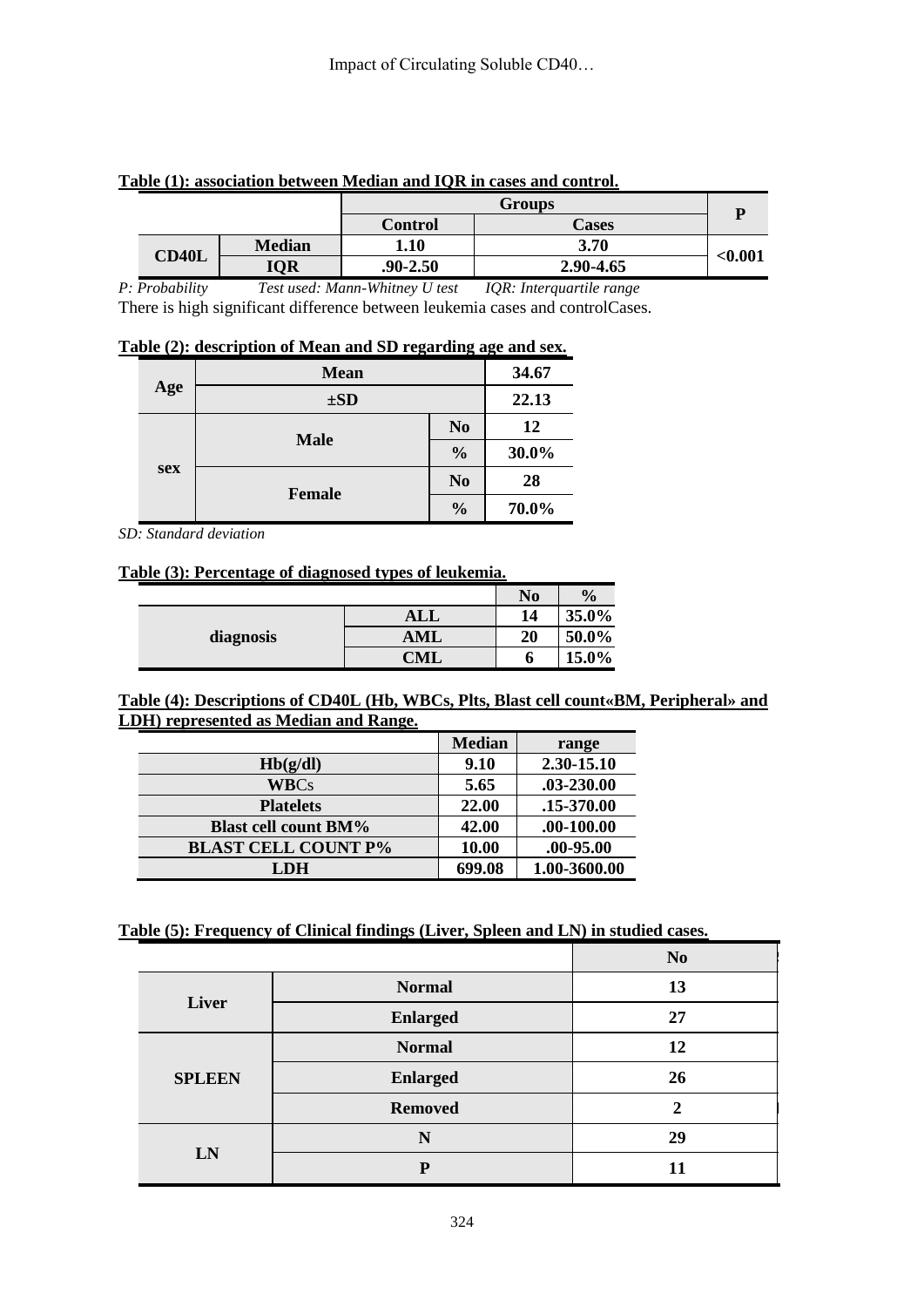**Table (1): association between Median and IQR in cases and control.**

| | | Groups | | P |
|---|---|---|---|---|
| | | Control | Cases | |
| CD40L | Median | 1.10 | 3.70 | <0.001 |
| | IQR | .90-2.50 | 2.90-4.65 | |

*P: Probability Test used: Mann-Whitney U test IQR: Interquartile range*

There is high significant difference between leukemia cases and controlCases.

**Table (2): description of Mean and SD regarding age and sex.**

| | | | |
|---|---|---|---|
| Age | Mean | | 34.67 |
| | ±SD | | 22.13 |
| sex | Male | No | 12 |
| | | % | 30.0% |
| | Female | No | 28 |
| | | % | 70.0% |

*SD: Standard deviation*

**Table (3): Percentage of diagnosed types of leukemia.**

| | | No | % |
|---|---|---|---|
| diagnosis | ALL | 14 | 35.0% |
| | AML | 20 | 50.0% |
| | CML | 6 | 15.0% |

**Table (4): Descriptions of CD40L (Hb, WBCs, Plts, Blast cell count«BM, Peripheral» and LDH) represented as Median and Range.**

| | Median | range |
|---|---|---|
| Hb(g/dl) | 9.10 | 2.30-15.10 |
| WBCs | 5.65 | .03-230.00 |
| Platelets | 22.00 | .15-370.00 |
| Blast cell count BM% | 42.00 | .00-100.00 |
| BLAST CELL COUNT P% | 10.00 | .00-95.00 |
| LDH | 699.08 | 1.00-3600.00 |

**Table (5): Frequency of Clinical findings (Liver, Spleen and LN) in studied cases.**

| | | No |
|---|---|---|
| Liver | Normal | 13 |
| | Enlarged | 27 |
| SPLEEN | Normal | 12 |
| | Enlarged | 26 |
| | Removed | 2 |
| LN | N | 29 |
| | P | 11 |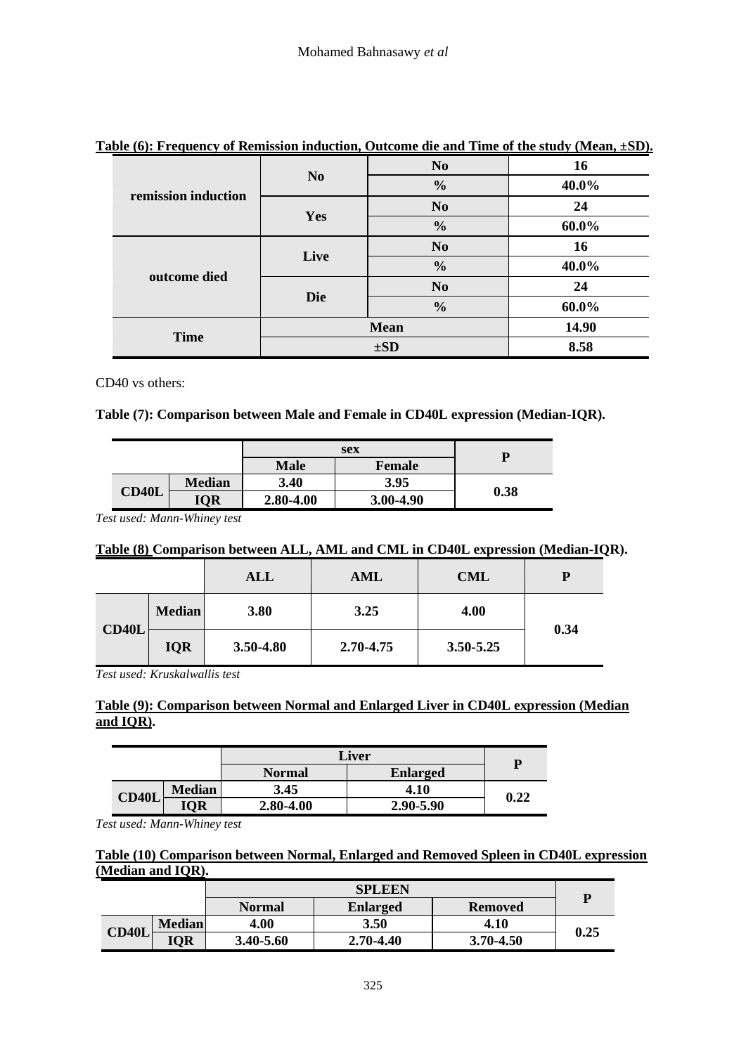**Table (6): Frequency of Remission induction, Outcome die and Time of the study (Mean, ±SD).**

| | | | |
|---|---|---|---|
| remission induction | No | No | 16 |
| | | % | 40.0% |
| | Yes | No | 24 |
| | | % | 60.0% |
| outcome died | Live | No | 16 |
| | | % | 40.0% |
| | Die | No | 24 |
| | | % | 60.0% |
| Time | Mean | | 14.90 |
| | ±SD | | 8.58 |

CD40 vs others:

**Table (7): Comparison between Male and Female in CD40L expression (Median-IQR).**

| | | sex | | P |
|---|---|---|---|---|
| | | Male | Female | |
| CD40L | Median | 3.40 | 3.95 | 0.38 |
| | IQR | 2.80-4.00 | 3.00-4.90 | |

*Test used: Mann-Whiney test*

**Table (8) Comparison between ALL, AML and CML in CD40L expression (Median-IQR).**

| | | ALL | AML | CML | P |
|---|---|---|---|---|---|
| CD40L | Median | 3.80 | 3.25 | 4.00 | 0.34 |
| | IQR | 3.50-4.80 | 2.70-4.75 | 3.50-5.25 | |

*Test used: Kruskalwallis test*

**Table (9): Comparison between Normal and Enlarged Liver in CD40L expression (Median and IQR).**

| | | Liver | | P |
|---|---|---|---|---|
| | | Normal | Enlarged | |
| CD40L | Median | 3.45 | 4.10 | 0.22 |
| | IQR | 2.80-4.00 | 2.90-5.90 | |

*Test used: Mann-Whiney test*

**Table (10) Comparison between Normal, Enlarged and Removed Spleen in CD40L expression (Median and IQR).**

| | | SPLEEN | | | P |
|---|---|---|---|---|---|
| | | Normal | Enlarged | Removed | |
| CD40L | Median | 4.00 | 3.50 | 4.10 | 0.25 |
| | IQR | 3.40-5.60 | 2.70-4.40 | 3.70-4.50 | |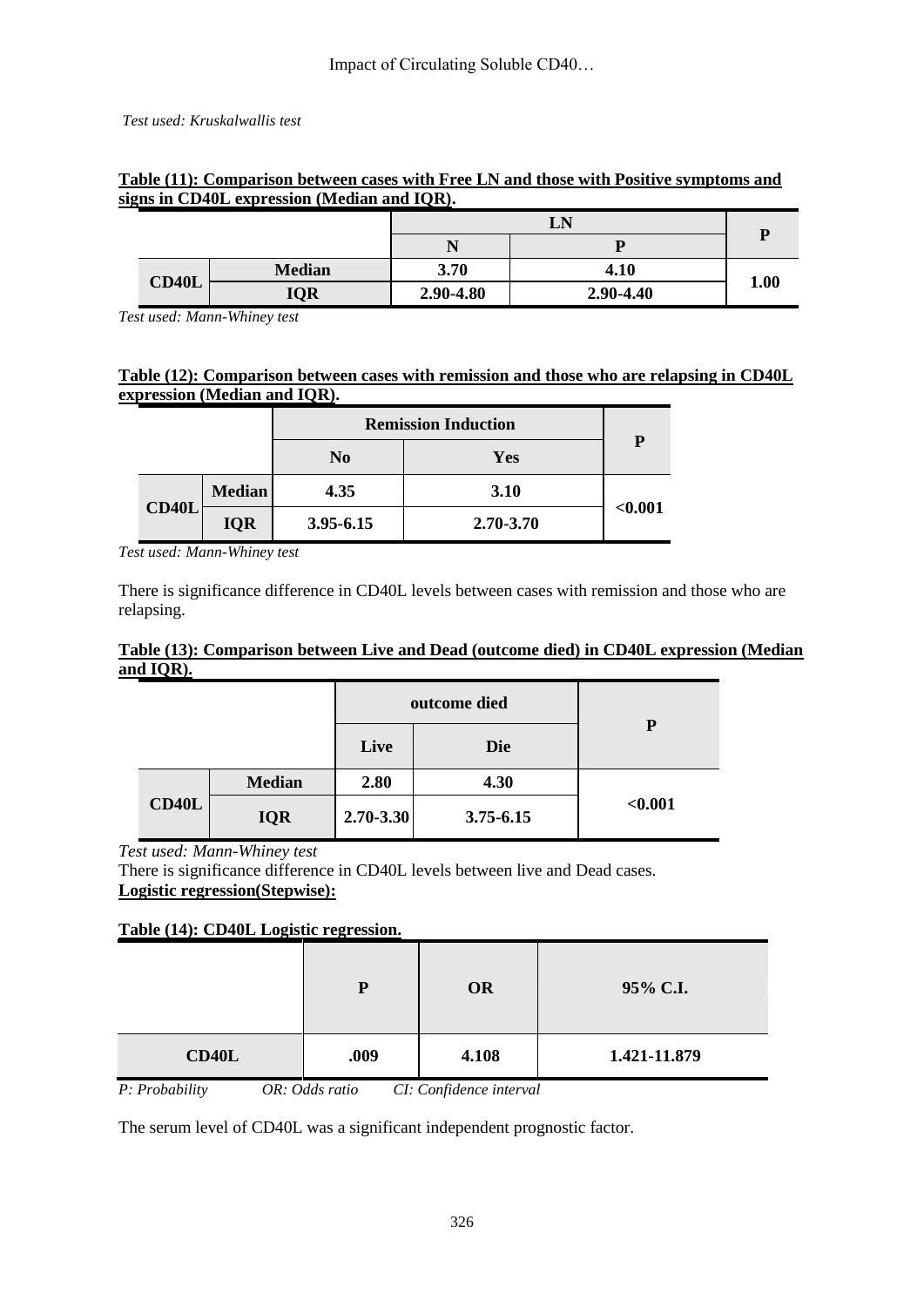*Test used: Kruskalwallis test*

**Table (11): Comparison between cases with Free LN and those with Positive symptoms and signs in CD40L expression (Median and IQR).**

| | | LN | | P |
|---|---|---|---|---|
| | | N | P | |
| CD40L | Median | 3.70 | 4.10 | 1.00 |
| | IQR | 2.90-4.80 | 2.90-4.40 | |

*Test used: Mann-Whiney test*

**Table (12): Comparison between cases with remission and those who are relapsing in CD40L expression (Median and IQR).**

| | | Remission Induction | | P |
|---|---|---|---|---|
| | | No | Yes | |
| CD40L | Median | 4.35 | 3.10 | <0.001 |
| | IQR | 3.95-6.15 | 2.70-3.70 | |

*Test used: Mann-Whiney test*

There is significance difference in CD40L levels between cases with remission and those who are relapsing.

**Table (13): Comparison between Live and Dead (outcome died) in CD40L expression (Median and IQR).**

| | | outcome died | | P |
|---|---|---|---|---|
| | | Live | Die | |
| CD40L | Median | 2.80 | 4.30 | <0.001 |
| | IQR | 2.70-3.30 | 3.75-6.15 | |

*Test used: Mann-Whiney test*

There is significance difference in CD40L levels between live and Dead cases.

**Logistic regression(Stepwise):**

**Table (14): CD40L Logistic regression.**

| | P | OR | 95% C.I. |
|---|---|---|---|
| CD40L | .009 | 4.108 | 1.421-11.879 |

*P: Probability OR: Odds ratio CI: Confidence interval*

The serum level of CD40L was a significant independent prognostic factor.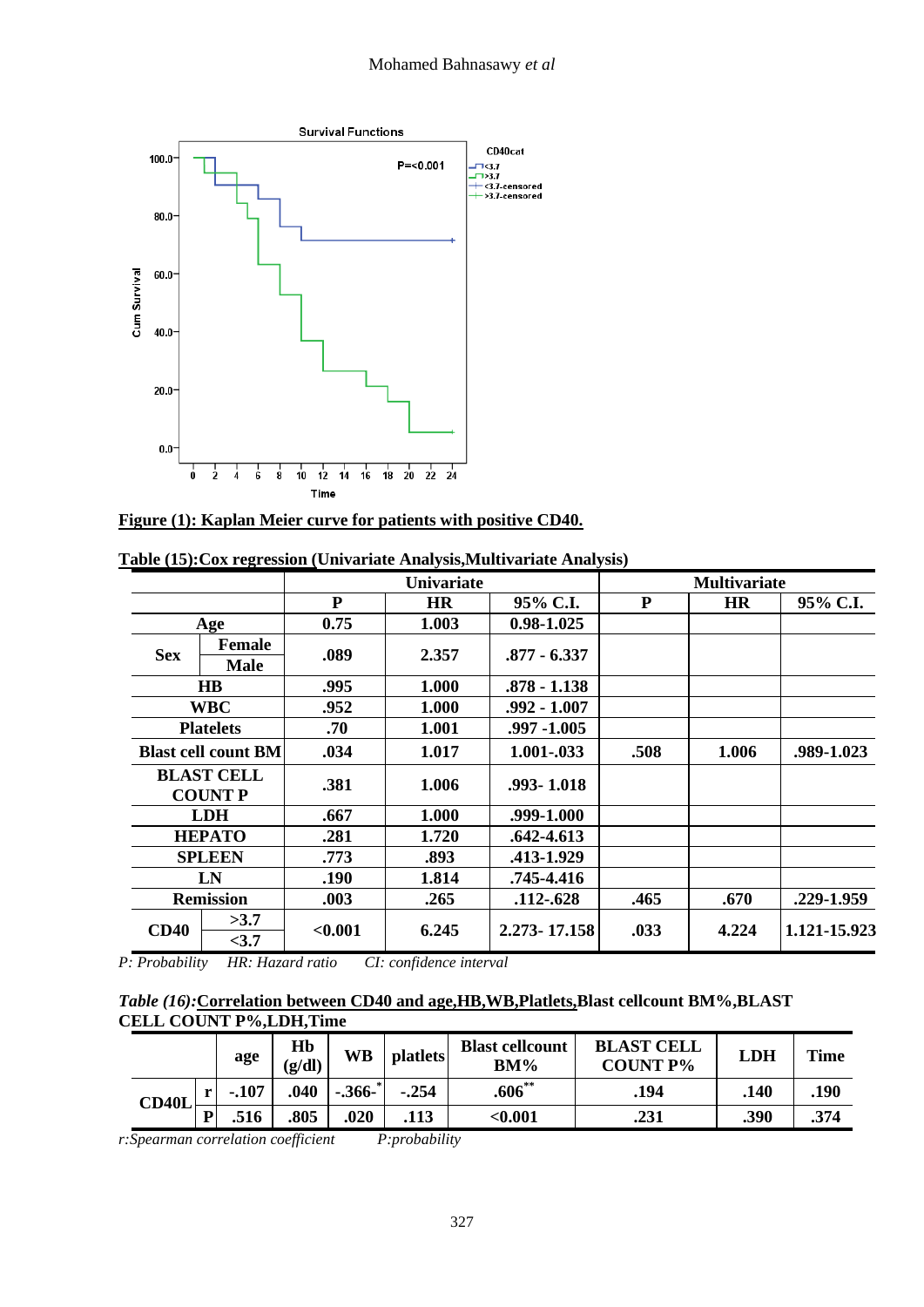Survival Functions

P=<0.001

CD40cat

<3.7

>3.7

<3.7-censored

>3.7-censored

Cum Survival

100.0

80.0

60.0

40.0

20.0

0.0

0 2 4 6 8 10 12 14 16 18 20 22 24

Time

**Figure (1): Kaplan Meier curve for patients with positive CD40.**

**Table (15):Cox regression (Univariate Analysis,Multivariate Analysis)**

| | | Univariate | | | Multivariate | | |
|---|---|---|---|---|---|---|---|
| | | P | HR | 95% C.I. | P | HR | 95% C.I. |
| Age | | 0.75 | 1.003 | 0.98-1.025 | | | |
| Sex | Female / Male | .089 | 2.357 | .877 - 6.337 | | | |
| HB | | .995 | 1.000 | .878 - 1.138 | | | |
| WBC | | .952 | 1.000 | .992 - 1.007 | | | |
| Platelets | | .70 | 1.001 | .997 -1.005 | | | |
| Blast cell count BM | | .034 | 1.017 | 1.001-.033 | .508 | 1.006 | .989-1.023 |
| BLAST CELL COUNT P | | .381 | 1.006 | .993- 1.018 | | | |
| LDH | | .667 | 1.000 | .999-1.000 | | | |
| HEPATO | | .281 | 1.720 | .642-4.613 | | | |
| SPLEEN | | .773 | .893 | .413-1.929 | | | |
| LN | | .190 | 1.814 | .745-4.416 | | | |
| Remission | | .003 | .265 | .112-.628 | .465 | .670 | .229-1.959 |
| CD40 | >3.7 / <3.7 | <0.001 | 6.245 | 2.273- 17.158 | .033 | 4.224 | 1.121-15.923 |

*P: Probability HR: Hazard ratio CI: confidence interval*

***Table (16):*Correlation between CD40 and age,HB,WB,Platlets,Blast cellcount BM%,BLAST CELL COUNT P%,LDH,Time**

| | | age | Hb (g/dl) | WB | platlets | Blast cellcount BM% | BLAST CELL COUNT P% | LDH | Time |
|---|---|---|---|---|---|---|---|---|---|
| CD40L | r | -.107 | .040 | -.366-* | -.254 | .606** | .194 | .140 | .190 |
| | P | .516 | .805 | .020 | .113 | <0.001 | .231 | .390 | .374 |

*r:Spearman correlation coefficient P:probability*